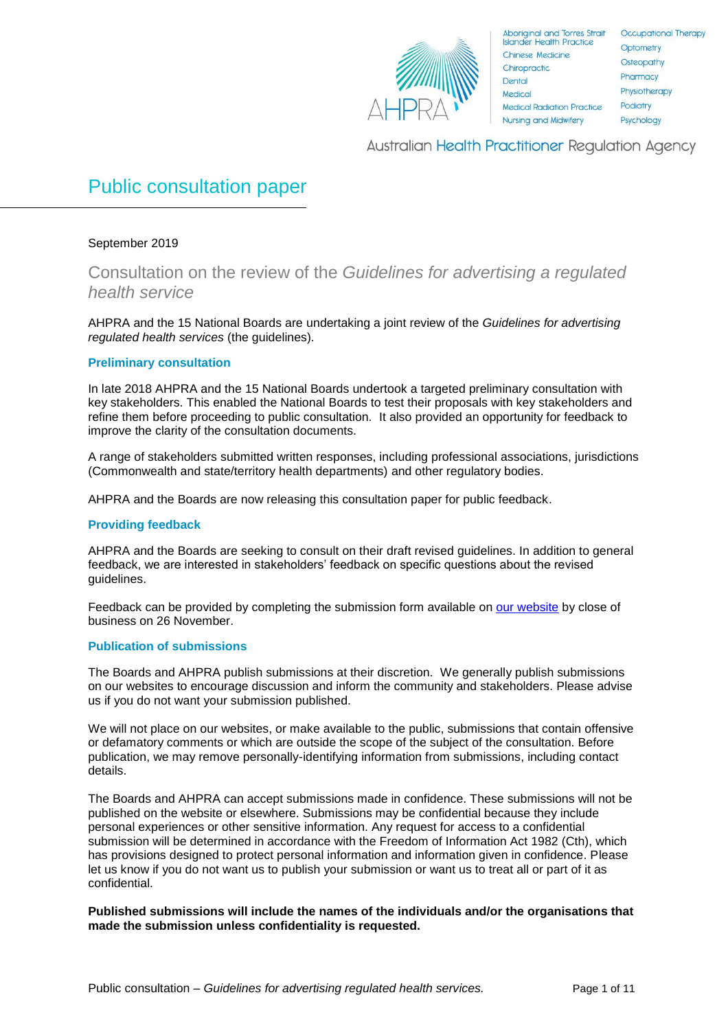AHPRA

Aboriginal and Torres Strait Islander Health Practice
Chinese Medicine
Chiropractic
Dental
Medical
Medical Radiation Practice
Nursing and Midwifery
Occupational Therapy
Optometry
Osteopathy
Pharmacy
Physiotherapy
Podiatry
Psychology

Australian Health Practitioner Regulation Agency

# Public consultation paper

September 2019

## Consultation on the review of the *Guidelines for advertising a regulated health service*

AHPRA and the 15 National Boards are undertaking a joint review of the *Guidelines for advertising regulated health services* (the guidelines).

### Preliminary consultation

In late 2018 AHPRA and the 15 National Boards undertook a targeted preliminary consultation with key stakeholders. This enabled the National Boards to test their proposals with key stakeholders and refine them before proceeding to public consultation. It also provided an opportunity for feedback to improve the clarity of the consultation documents.

A range of stakeholders submitted written responses, including professional associations, jurisdictions (Commonwealth and state/territory health departments) and other regulatory bodies.

AHPRA and the Boards are now releasing this consultation paper for public feedback.

### Providing feedback

AHPRA and the Boards are seeking to consult on their draft revised guidelines. In addition to general feedback, we are interested in stakeholders' feedback on specific questions about the revised guidelines.

Feedback can be provided by completing the submission form available on our website by close of business on 26 November.

### Publication of submissions

The Boards and AHPRA publish submissions at their discretion. We generally publish submissions on our websites to encourage discussion and inform the community and stakeholders. Please advise us if you do not want your submission published.

We will not place on our websites, or make available to the public, submissions that contain offensive or defamatory comments or which are outside the scope of the subject of the consultation. Before publication, we may remove personally-identifying information from submissions, including contact details.

The Boards and AHPRA can accept submissions made in confidence. These submissions will not be published on the website or elsewhere. Submissions may be confidential because they include personal experiences or other sensitive information. Any request for access to a confidential submission will be determined in accordance with the Freedom of Information Act 1982 (Cth), which has provisions designed to protect personal information and information given in confidence. Please let us know if you do not want us to publish your submission or want us to treat all or part of it as confidential.

**Published submissions will include the names of the individuals and/or the organisations that made the submission unless confidentiality is requested.**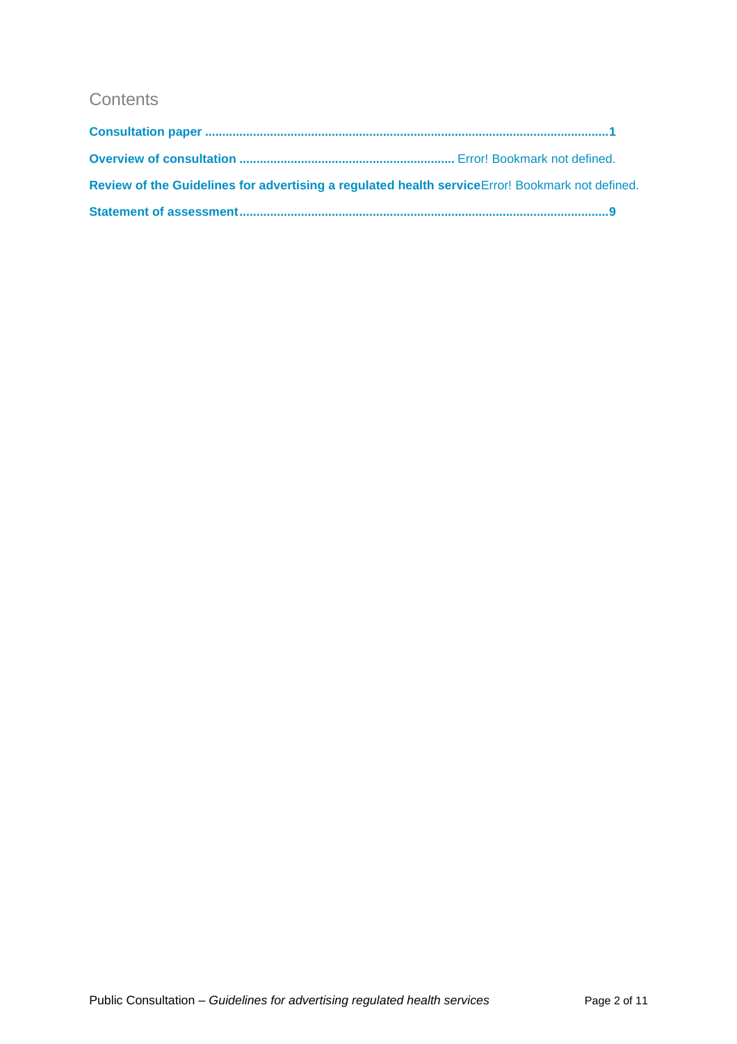## Contents

**Consultation paper** .................................................................................................................... **1**

**Overview of consultation** .............................................................. Error! Bookmark not defined.

**Review of the Guidelines for advertising a regulated health service**Error! Bookmark not defined.

**Statement of assessment** .......................................................................................................... **9**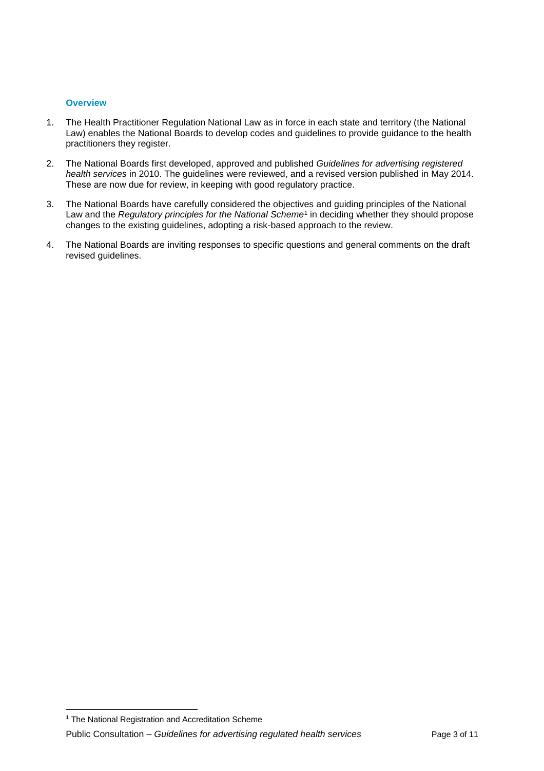## Overview

1. The Health Practitioner Regulation National Law as in force in each state and territory (the National Law) enables the National Boards to develop codes and guidelines to provide guidance to the health practitioners they register.

2. The National Boards first developed, approved and published *Guidelines for advertising registered health services* in 2010. The guidelines were reviewed, and a revised version published in May 2014. These are now due for review, in keeping with good regulatory practice.

3. The National Boards have carefully considered the objectives and guiding principles of the National Law and the *Regulatory principles for the National Scheme*[1] in deciding whether they should propose changes to the existing guidelines, adopting a risk-based approach to the review.

4. The National Boards are inviting responses to specific questions and general comments on the draft revised guidelines.

---

[1] The National Registration and Accreditation Scheme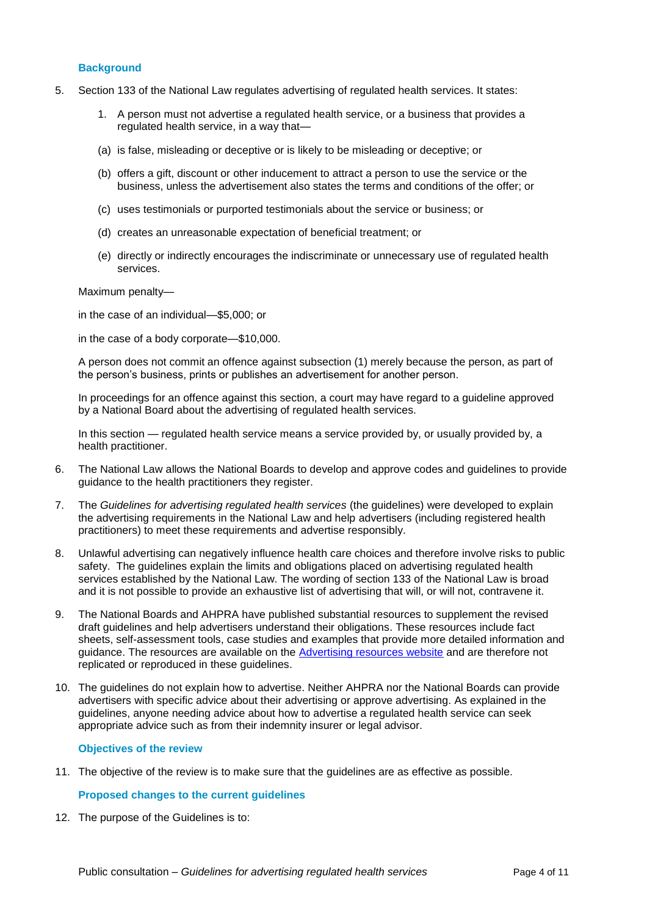### Background

5. Section 133 of the National Law regulates advertising of regulated health services. It states:

   1. A person must not advertise a regulated health service, or a business that provides a regulated health service, in a way that—

   (a) is false, misleading or deceptive or is likely to be misleading or deceptive; or

   (b) offers a gift, discount or other inducement to attract a person to use the service or the business, unless the advertisement also states the terms and conditions of the offer; or

   (c) uses testimonials or purported testimonials about the service or business; or

   (d) creates an unreasonable expectation of beneficial treatment; or

   (e) directly or indirectly encourages the indiscriminate or unnecessary use of regulated health services.

   Maximum penalty—

   in the case of an individual—$5,000; or

   in the case of a body corporate—$10,000.

   A person does not commit an offence against subsection (1) merely because the person, as part of the person's business, prints or publishes an advertisement for another person.

   In proceedings for an offence against this section, a court may have regard to a guideline approved by a National Board about the advertising of regulated health services.

   In this section — regulated health service means a service provided by, or usually provided by, a health practitioner.

6. The National Law allows the National Boards to develop and approve codes and guidelines to provide guidance to the health practitioners they register.

7. The *Guidelines for advertising regulated health services* (the guidelines) were developed to explain the advertising requirements in the National Law and help advertisers (including registered health practitioners) to meet these requirements and advertise responsibly.

8. Unlawful advertising can negatively influence health care choices and therefore involve risks to public safety. The guidelines explain the limits and obligations placed on advertising regulated health services established by the National Law. The wording of section 133 of the National Law is broad and it is not possible to provide an exhaustive list of advertising that will, or will not, contravene it.

9. The National Boards and AHPRA have published substantial resources to supplement the revised draft guidelines and help advertisers understand their obligations. These resources include fact sheets, self-assessment tools, case studies and examples that provide more detailed information and guidance. The resources are available on the [Advertising resources website]() and are therefore not replicated or reproduced in these guidelines.

10. The guidelines do not explain how to advertise. Neither AHPRA nor the National Boards can provide advertisers with specific advice about their advertising or approve advertising. As explained in the guidelines, anyone needing advice about how to advertise a regulated health service can seek appropriate advice such as from their indemnity insurer or legal advisor.

### Objectives of the review

11. The objective of the review is to make sure that the guidelines are as effective as possible.

### Proposed changes to the current guidelines

12. The purpose of the Guidelines is to: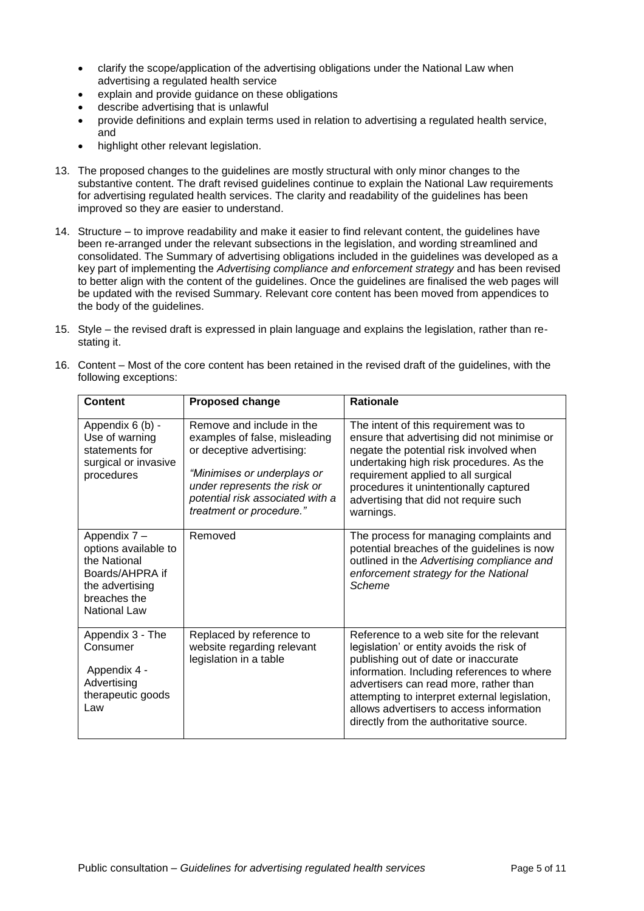- clarify the scope/application of the advertising obligations under the National Law when advertising a regulated health service
- explain and provide guidance on these obligations
- describe advertising that is unlawful
- provide definitions and explain terms used in relation to advertising a regulated health service, and
- highlight other relevant legislation.

13. The proposed changes to the guidelines are mostly structural with only minor changes to the substantive content. The draft revised guidelines continue to explain the National Law requirements for advertising regulated health services. The clarity and readability of the guidelines has been improved so they are easier to understand.

14. Structure – to improve readability and make it easier to find relevant content, the guidelines have been re-arranged under the relevant subsections in the legislation, and wording streamlined and consolidated. The Summary of advertising obligations included in the guidelines was developed as a key part of implementing the *Advertising compliance and enforcement strategy* and has been revised to better align with the content of the guidelines. Once the guidelines are finalised the web pages will be updated with the revised Summary. Relevant core content has been moved from appendices to the body of the guidelines.

15. Style – the revised draft is expressed in plain language and explains the legislation, rather than re-stating it.

16. Content – Most of the core content has been retained in the revised draft of the guidelines, with the following exceptions:

| Content | Proposed change | Rationale |
|---|---|---|
| Appendix 6 (b) - Use of warning statements for surgical or invasive procedures | Remove and include in the examples of false, misleading or deceptive advertising: *"Minimises or underplays or under represents the risk or potential risk associated with a treatment or procedure."* | The intent of this requirement was to ensure that advertising did not minimise or negate the potential risk involved when undertaking high risk procedures. As the requirement applied to all surgical procedures it unintentionally captured advertising that did not require such warnings. |
| Appendix 7 – options available to the National Boards/AHPRA if the advertising breaches the National Law | Removed | The process for managing complaints and potential breaches of the guidelines is now outlined in the *Advertising compliance and enforcement strategy for the National Scheme* |
| Appendix 3 - The Consumer<br><br>Appendix 4 - Advertising therapeutic goods Law | Replaced by reference to website regarding relevant legislation in a table | Reference to a web site for the relevant legislation' or entity avoids the risk of publishing out of date or inaccurate information. Including references to where advertisers can read more, rather than attempting to interpret external legislation, allows advertisers to access information directly from the authoritative source. |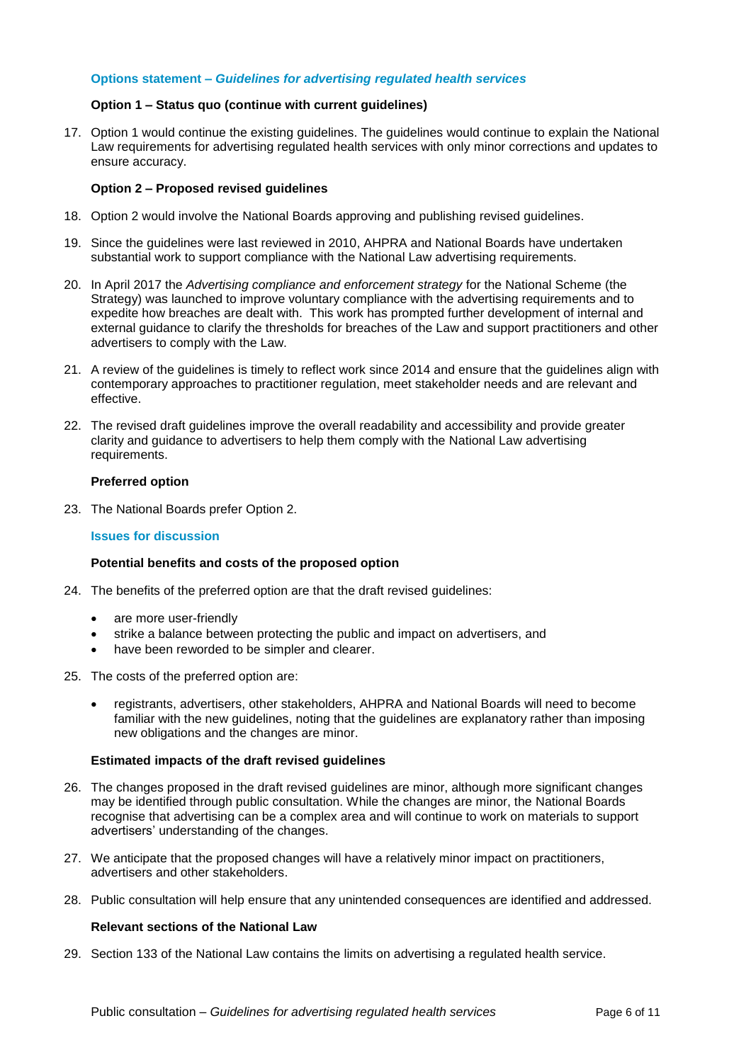### Options statement – *Guidelines for advertising regulated health services*

**Option 1 – Status quo (continue with current guidelines)**

17. Option 1 would continue the existing guidelines. The guidelines would continue to explain the National Law requirements for advertising regulated health services with only minor corrections and updates to ensure accuracy.

**Option 2 – Proposed revised guidelines**

18. Option 2 would involve the National Boards approving and publishing revised guidelines.

19. Since the guidelines were last reviewed in 2010, AHPRA and National Boards have undertaken substantial work to support compliance with the National Law advertising requirements.

20. In April 2017 the *Advertising compliance and enforcement strategy* for the National Scheme (the Strategy) was launched to improve voluntary compliance with the advertising requirements and to expedite how breaches are dealt with. This work has prompted further development of internal and external guidance to clarify the thresholds for breaches of the Law and support practitioners and other advertisers to comply with the Law.

21. A review of the guidelines is timely to reflect work since 2014 and ensure that the guidelines align with contemporary approaches to practitioner regulation, meet stakeholder needs and are relevant and effective.

22. The revised draft guidelines improve the overall readability and accessibility and provide greater clarity and guidance to advertisers to help them comply with the National Law advertising requirements.

**Preferred option**

23. The National Boards prefer Option 2.

### Issues for discussion

**Potential benefits and costs of the proposed option**

24. The benefits of the preferred option are that the draft revised guidelines:
    - are more user-friendly
    - strike a balance between protecting the public and impact on advertisers, and
    - have been reworded to be simpler and clearer.

25. The costs of the preferred option are:
    - registrants, advertisers, other stakeholders, AHPRA and National Boards will need to become familiar with the new guidelines, noting that the guidelines are explanatory rather than imposing new obligations and the changes are minor.

**Estimated impacts of the draft revised guidelines**

26. The changes proposed in the draft revised guidelines are minor, although more significant changes may be identified through public consultation. While the changes are minor, the National Boards recognise that advertising can be a complex area and will continue to work on materials to support advertisers' understanding of the changes.

27. We anticipate that the proposed changes will have a relatively minor impact on practitioners, advertisers and other stakeholders.

28. Public consultation will help ensure that any unintended consequences are identified and addressed.

**Relevant sections of the National Law**

29. Section 133 of the National Law contains the limits on advertising a regulated health service.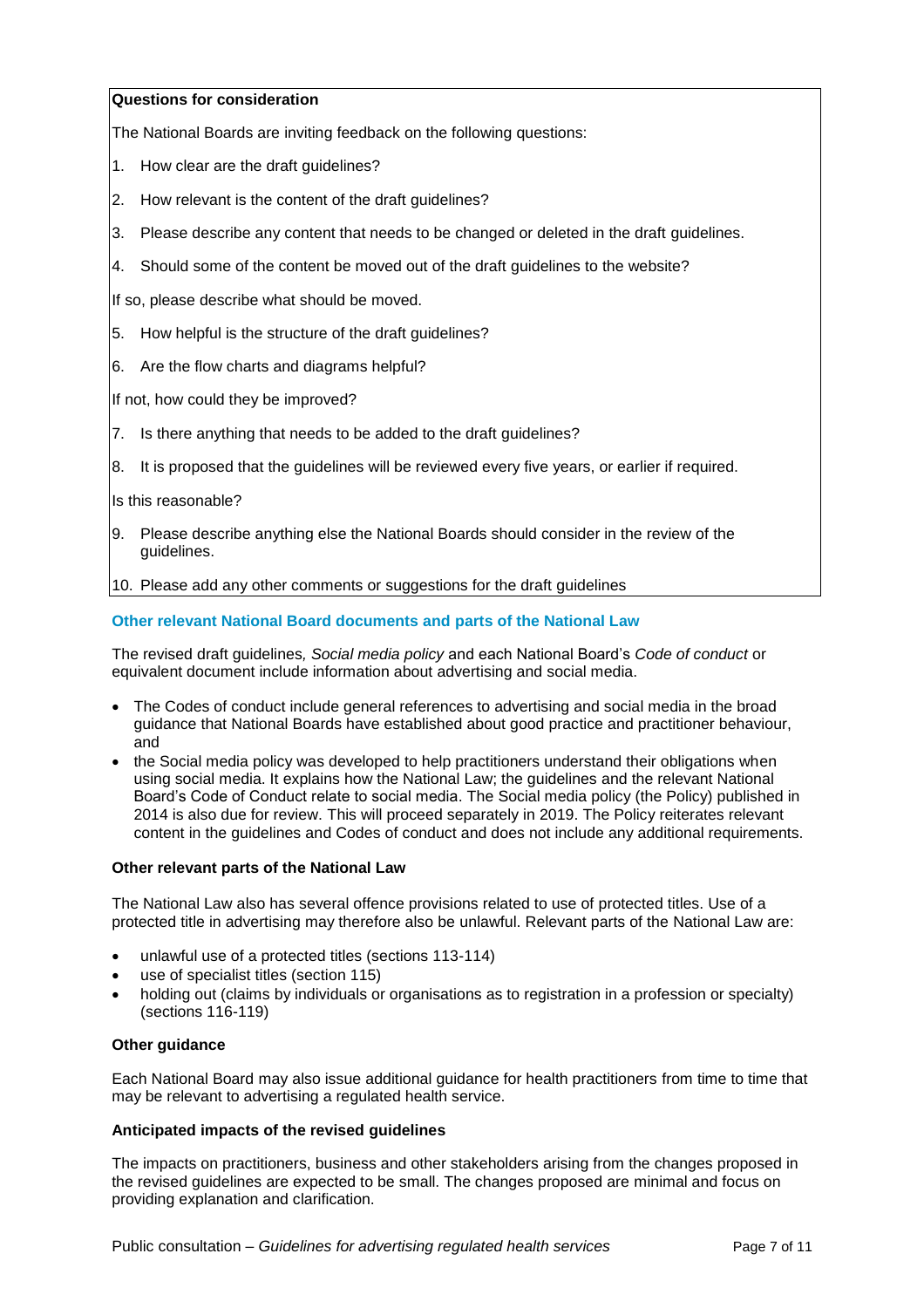**Questions for consideration**

The National Boards are inviting feedback on the following questions:

1. How clear are the draft guidelines?
2. How relevant is the content of the draft guidelines?
3. Please describe any content that needs to be changed or deleted in the draft guidelines.
4. Should some of the content be moved out of the draft guidelines to the website?

If so, please describe what should be moved.

5. How helpful is the structure of the draft guidelines?
6. Are the flow charts and diagrams helpful?

If not, how could they be improved?

7. Is there anything that needs to be added to the draft guidelines?
8. It is proposed that the guidelines will be reviewed every five years, or earlier if required.

Is this reasonable?

9. Please describe anything else the National Boards should consider in the review of the guidelines.
10. Please add any other comments or suggestions for the draft guidelines

## Other relevant National Board documents and parts of the National Law

The revised draft guidelines*, Social media policy* and each National Board's *Code of conduct* or equivalent document include information about advertising and social media.

- The Codes of conduct include general references to advertising and social media in the broad guidance that National Boards have established about good practice and practitioner behaviour, and
- the Social media policy was developed to help practitioners understand their obligations when using social media. It explains how the National Law; the guidelines and the relevant National Board's Code of Conduct relate to social media. The Social media policy (the Policy) published in 2014 is also due for review. This will proceed separately in 2019. The Policy reiterates relevant content in the guidelines and Codes of conduct and does not include any additional requirements.

### Other relevant parts of the National Law

The National Law also has several offence provisions related to use of protected titles. Use of a protected title in advertising may therefore also be unlawful. Relevant parts of the National Law are:

- unlawful use of a protected titles (sections 113-114)
- use of specialist titles (section 115)
- holding out (claims by individuals or organisations as to registration in a profession or specialty) (sections 116-119)

### Other guidance

Each National Board may also issue additional guidance for health practitioners from time to time that may be relevant to advertising a regulated health service.

### Anticipated impacts of the revised guidelines

The impacts on practitioners, business and other stakeholders arising from the changes proposed in the revised guidelines are expected to be small. The changes proposed are minimal and focus on providing explanation and clarification.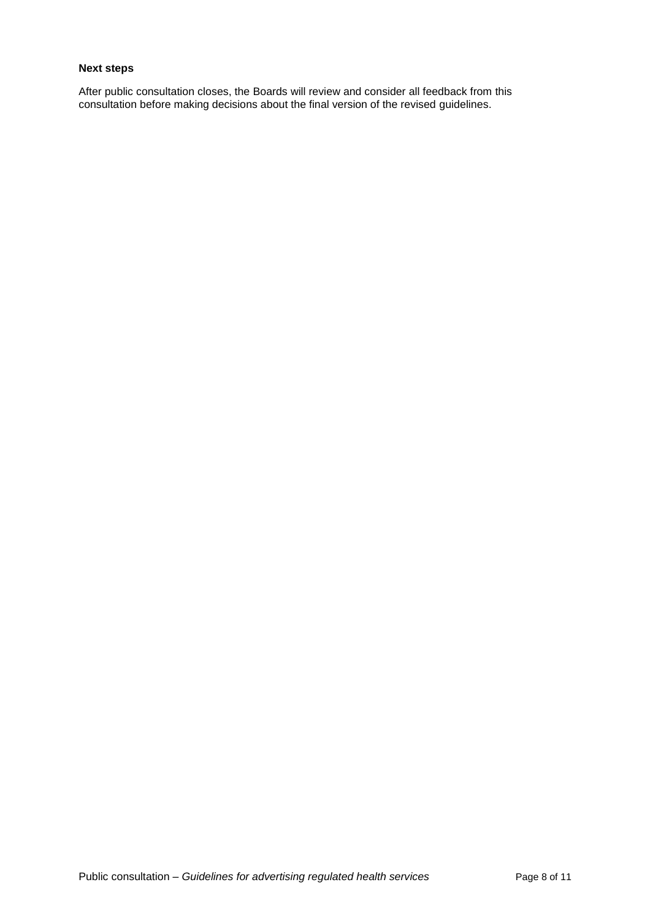**Next steps**

After public consultation closes, the Boards will review and consider all feedback from this consultation before making decisions about the final version of the revised guidelines.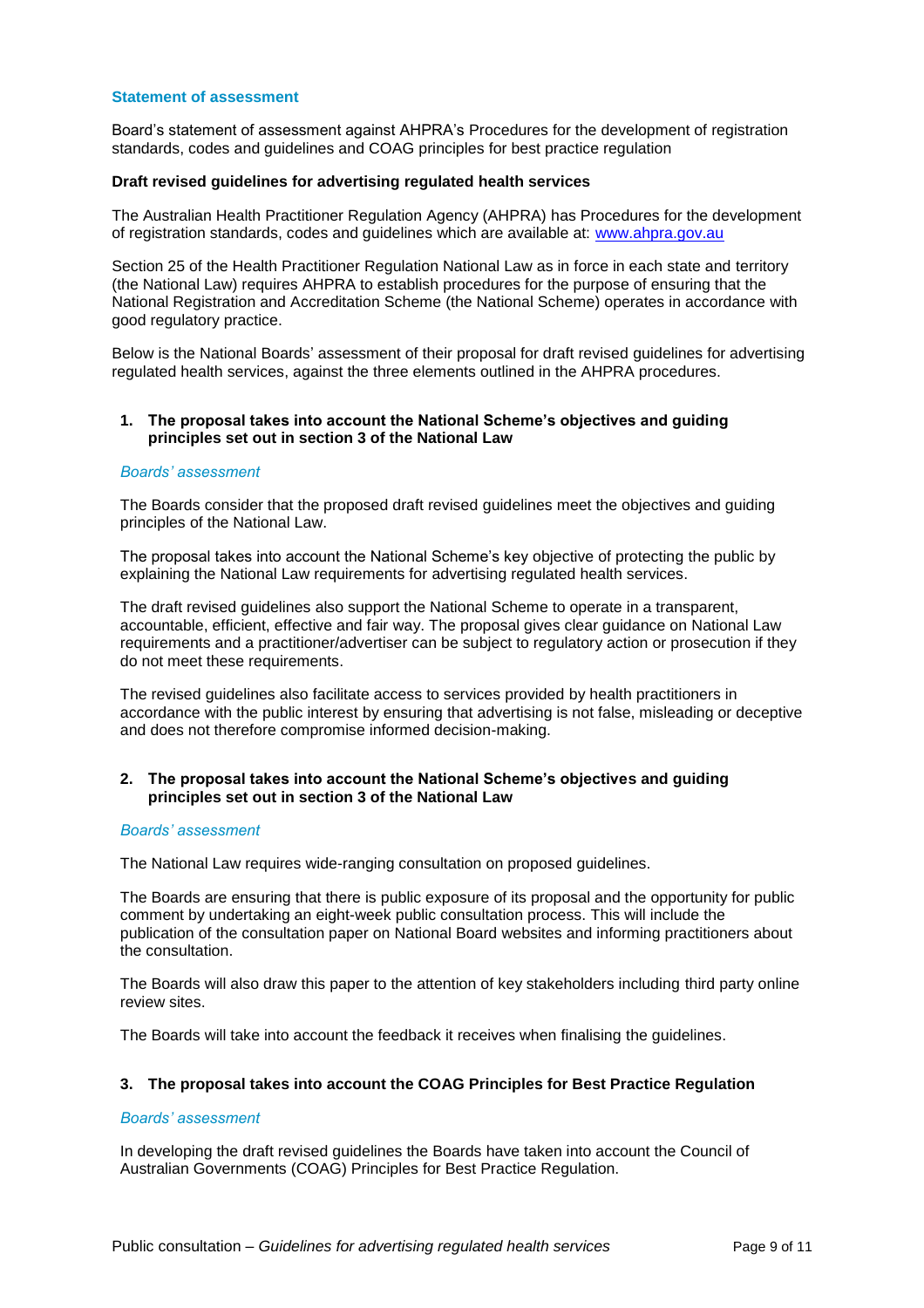## Statement of assessment

Board's statement of assessment against AHPRA's Procedures for the development of registration standards, codes and guidelines and COAG principles for best practice regulation

**Draft revised guidelines for advertising regulated health services**

The Australian Health Practitioner Regulation Agency (AHPRA) has Procedures for the development of registration standards, codes and guidelines which are available at: [www.ahpra.gov.au](http://www.ahpra.gov.au)

Section 25 of the Health Practitioner Regulation National Law as in force in each state and territory (the National Law) requires AHPRA to establish procedures for the purpose of ensuring that the National Registration and Accreditation Scheme (the National Scheme) operates in accordance with good regulatory practice.

Below is the National Boards' assessment of their proposal for draft revised guidelines for advertising regulated health services, against the three elements outlined in the AHPRA procedures.

1. **The proposal takes into account the National Scheme's objectives and guiding principles set out in section 3 of the National Law**

*Boards' assessment*

The Boards consider that the proposed draft revised guidelines meet the objectives and guiding principles of the National Law.

The proposal takes into account the National Scheme's key objective of protecting the public by explaining the National Law requirements for advertising regulated health services.

The draft revised guidelines also support the National Scheme to operate in a transparent, accountable, efficient, effective and fair way. The proposal gives clear guidance on National Law requirements and a practitioner/advertiser can be subject to regulatory action or prosecution if they do not meet these requirements.

The revised guidelines also facilitate access to services provided by health practitioners in accordance with the public interest by ensuring that advertising is not false, misleading or deceptive and does not therefore compromise informed decision-making.

2. **The proposal takes into account the National Scheme's objectives and guiding principles set out in section 3 of the National Law**

*Boards' assessment*

The National Law requires wide-ranging consultation on proposed guidelines.

The Boards are ensuring that there is public exposure of its proposal and the opportunity for public comment by undertaking an eight-week public consultation process. This will include the publication of the consultation paper on National Board websites and informing practitioners about the consultation.

The Boards will also draw this paper to the attention of key stakeholders including third party online review sites.

The Boards will take into account the feedback it receives when finalising the guidelines.

3. **The proposal takes into account the COAG Principles for Best Practice Regulation**

*Boards' assessment*

In developing the draft revised guidelines the Boards have taken into account the Council of Australian Governments (COAG) Principles for Best Practice Regulation.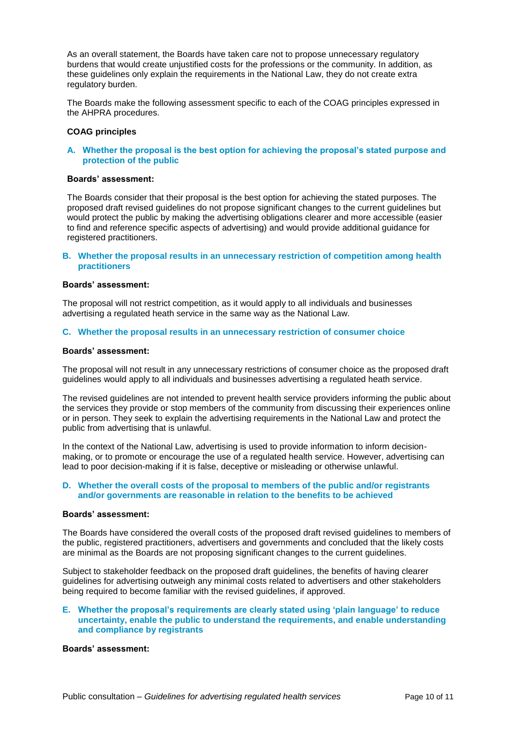As an overall statement, the Boards have taken care not to propose unnecessary regulatory burdens that would create unjustified costs for the professions or the community. In addition, as these guidelines only explain the requirements in the National Law, they do not create extra regulatory burden.

The Boards make the following assessment specific to each of the COAG principles expressed in the AHPRA procedures.

**COAG principles**

**A. Whether the proposal is the best option for achieving the proposal's stated purpose and protection of the public**

**Boards' assessment:**

The Boards consider that their proposal is the best option for achieving the stated purposes. The proposed draft revised guidelines do not propose significant changes to the current guidelines but would protect the public by making the advertising obligations clearer and more accessible (easier to find and reference specific aspects of advertising) and would provide additional guidance for registered practitioners.

**B. Whether the proposal results in an unnecessary restriction of competition among health practitioners**

**Boards' assessment:**

The proposal will not restrict competition, as it would apply to all individuals and businesses advertising a regulated heath service in the same way as the National Law.

**C. Whether the proposal results in an unnecessary restriction of consumer choice**

**Boards' assessment:**

The proposal will not result in any unnecessary restrictions of consumer choice as the proposed draft guidelines would apply to all individuals and businesses advertising a regulated heath service.

The revised guidelines are not intended to prevent health service providers informing the public about the services they provide or stop members of the community from discussing their experiences online or in person. They seek to explain the advertising requirements in the National Law and protect the public from advertising that is unlawful.

In the context of the National Law, advertising is used to provide information to inform decision-making, or to promote or encourage the use of a regulated health service. However, advertising can lead to poor decision-making if it is false, deceptive or misleading or otherwise unlawful.

**D. Whether the overall costs of the proposal to members of the public and/or registrants and/or governments are reasonable in relation to the benefits to be achieved**

**Boards' assessment:**

The Boards have considered the overall costs of the proposed draft revised guidelines to members of the public, registered practitioners, advertisers and governments and concluded that the likely costs are minimal as the Boards are not proposing significant changes to the current guidelines.

Subject to stakeholder feedback on the proposed draft guidelines, the benefits of having clearer guidelines for advertising outweigh any minimal costs related to advertisers and other stakeholders being required to become familiar with the revised guidelines, if approved.

**E. Whether the proposal's requirements are clearly stated using 'plain language' to reduce uncertainty, enable the public to understand the requirements, and enable understanding and compliance by registrants**

**Boards' assessment:**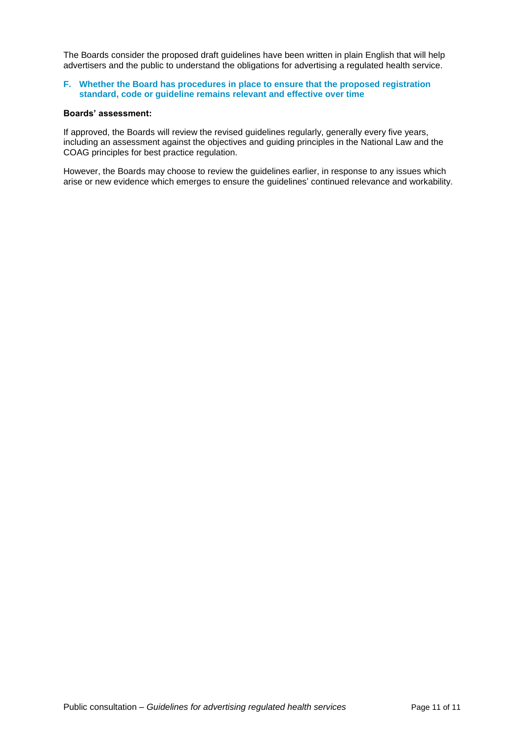The Boards consider the proposed draft guidelines have been written in plain English that will help advertisers and the public to understand the obligations for advertising a regulated health service.

### F. Whether the Board has procedures in place to ensure that the proposed registration standard, code or guideline remains relevant and effective over time

**Boards' assessment:**

If approved, the Boards will review the revised guidelines regularly, generally every five years, including an assessment against the objectives and guiding principles in the National Law and the COAG principles for best practice regulation.

However, the Boards may choose to review the guidelines earlier, in response to any issues which arise or new evidence which emerges to ensure the guidelines' continued relevance and workability.